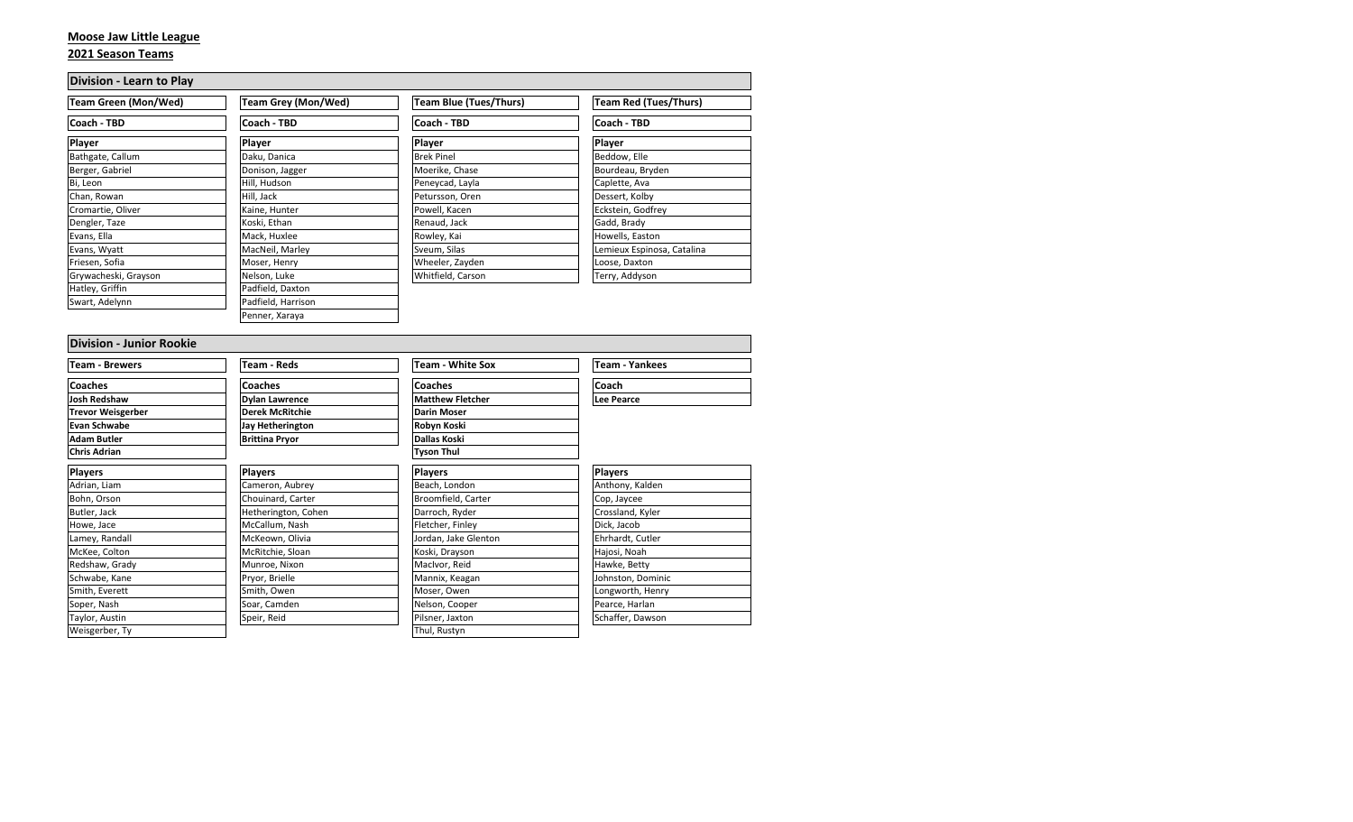**Moose Jaw Little League**

**2021 Season Teams**

## Division - Learn to Play

| Team Green (Mon/Wed) | Team Grey (Mon/Wed) | Team Blue (Tues/Thurs) | Team Red (Tues/Thurs) |
|---|---|---|---|
| **Coach - TBD** | **Coach - TBD** | **Coach - TBD** | **Coach - TBD** |
| **Player** | **Player** | **Player** | **Player** |
| Bathgate, Callum | Daku, Danica | Brek Pinel | Beddow, Elle |
| Berger, Gabriel | Donison, Jagger | Moerike, Chase | Bourdeau, Bryden |
| Bi, Leon | Hill, Hudson | Peneycad, Layla | Caplette, Ava |
| Chan, Rowan | Hill, Jack | Petursson, Oren | Dessert, Kolby |
| Cromartie, Oliver | Kaine, Hunter | Powell, Kacen | Eckstein, Godfrey |
| Dengler, Taze | Koski, Ethan | Renaud, Jack | Gadd, Brady |
| Evans, Ella | Mack, Huxlee | Rowley, Kai | Howells, Easton |
| Evans, Wyatt | MacNeil, Marley | Sveum, Silas | Lemieux Espinosa, Catalina |
| Friesen, Sofia | Moser, Henry | Wheeler, Zayden | Loose, Daxton |
| Grywacheski, Grayson | Nelson, Luke | Whitfield, Carson | Terry, Addyson |
| Hatley, Griffin | Padfield, Daxton | | |
| Swart, Adelynn | Padfield, Harrison | | |
| | Penner, Xaraya | | |

## Division - Junior Rookie

| Team - Brewers | Team - Reds | Team - White Sox | Team - Yankees |
|---|---|---|---|
| **Coaches** | **Coaches** | **Coaches** | **Coach** |
| **Josh Redshaw** | **Dylan Lawrence** | **Matthew Fletcher** | **Lee Pearce** |
| **Trevor Weisgerber** | **Derek McRitchie** | **Darin Moser** | |
| **Evan Schwabe** | **Jay Hetherington** | **Robyn Koski** | |
| **Adam Butler** | **Brittina Pryor** | **Dallas Koski** | |
| **Chris Adrian** | | **Tyson Thul** | |
| **Players** | **Players** | **Players** | **Players** |
| Adrian, Liam | Cameron, Aubrey | Beach, London | Anthony, Kalden |
| Bohn, Orson | Chouinard, Carter | Broomfield, Carter | Cop, Jaycee |
| Butler, Jack | Hetherington, Cohen | Darroch, Ryder | Crossland, Kyler |
| Howe, Jace | McCallum, Nash | Fletcher, Finley | Dick, Jacob |
| Lamey, Randall | McKeown, Olivia | Jordan, Jake Glenton | Ehrhardt, Cutler |
| McKee, Colton | McRitchie, Sloan | Koski, Drayson | Hajosi, Noah |
| Redshaw, Grady | Munroe, Nixon | MacIvor, Reid | Hawke, Betty |
| Schwabe, Kane | Pryor, Brielle | Mannix, Keagan | Johnston, Dominic |
| Smith, Everett | Smith, Owen | Moser, Owen | Longworth, Henry |
| Soper, Nash | Soar, Camden | Nelson, Cooper | Pearce, Harlan |
| Taylor, Austin | Speir, Reid | Pilsner, Jaxton | Schaffer, Dawson |
| Weisgerber, Ty | | Thul, Rustyn | |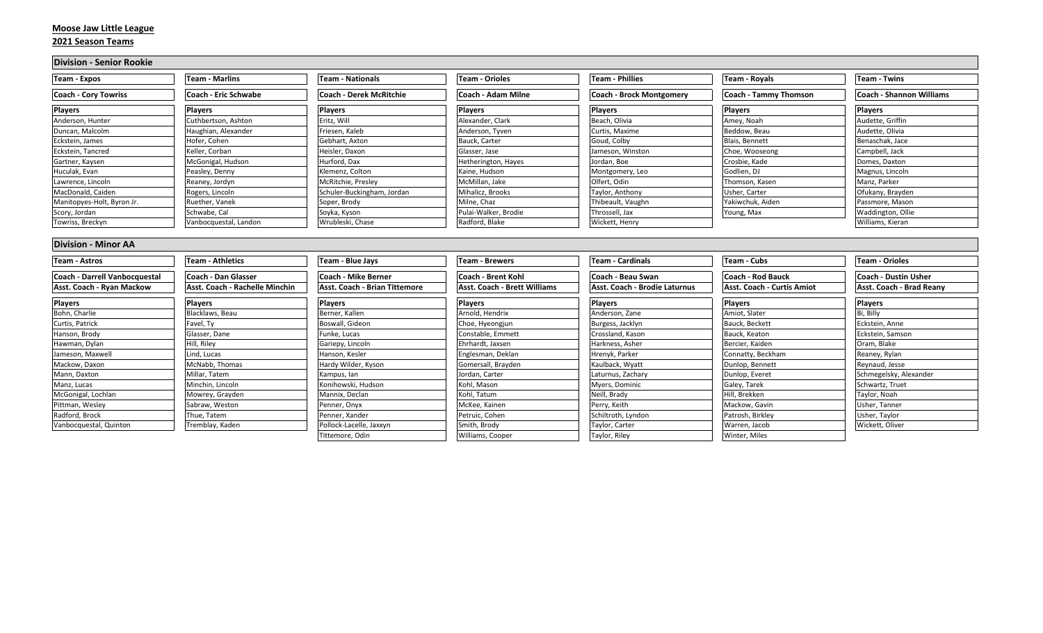**Moose Jaw Little League**

**2021 Season Teams**

## Division - Senior Rookie

| Team - Expos | Team - Marlins | Team - Nationals | Team - Orioles | Team - Phillies | Team - Royals | Team - Twins |
|---|---|---|---|---|---|---|
| **Coach - Cory Towriss** | **Coach - Eric Schwabe** | **Coach - Derek McRitchie** | **Coach - Adam Milne** | **Coach - Brock Montgomery** | **Coach - Tammy Thomson** | **Coach - Shannon Williams** |
| **Players** | **Players** | **Players** | **Players** | **Players** | **Players** | **Players** |
| Anderson, Hunter | Cuthbertson, Ashton | Eritz, Will | Alexander, Clark | Beach, Olivia | Amey, Noah | Audette, Griffin |
| Duncan, Malcolm | Haughian, Alexander | Friesen, Kaleb | Anderson, Tyven | Curtis, Maxime | Beddow, Beau | Audette, Olivia |
| Eckstein, James | Hofer, Cohen | Gebhart, Axton | Bauck, Carter | Goud, Colby | Blais, Bennett | Benaschak, Jace |
| Eckstein, Tancred | Keller, Corban | Heisler, Daxon | Glasser, Jase | Jameson, Winston | Choe, Wooseong | Campbell, Jack |
| Gartner, Kaysen | McGonigal, Hudson | Hurford, Dax | Hetherington, Hayes | Jordan, Boe | Crosbie, Kade | Domes, Daxton |
| Huculak, Evan | Peasley, Denny | Klemenz, Colton | Kaine, Hudson | Montgomery, Leo | Godlien, DJ | Magnus, Lincoln |
| Lawrence, Lincoln | Reaney, Jordyn | McRitchie, Presley | McMillan, Jake | Olfert, Odin | Thomson, Kasen | Manz, Parker |
| MacDonald, Caiden | Rogers, Lincoln | Schuler-Buckingham, Jordan | Mihalicz, Brooks | Taylor, Anthony | Usher, Carter | Ofukany, Brayden |
| Manitopyes-Holt, Byron Jr. | Ruether, Vanek | Soper, Brody | Milne, Chaz | Thibeault, Vaughn | Yakiwchuk, Aiden | Passmore, Mason |
| Scory, Jordan | Schwabe, Cal | Soyka, Kyson | Pulai-Walker, Brodie | Throssell, Jax | Young, Max | Waddington, Ollie |
| Towriss, Breckyn | Vanbocquestal, Landon | Wrubleski, Chase | Radford, Blake | Wickett, Henry | | Williams, Kieran |

## Division - Minor AA

| Team - Astros | Team - Athletics | Team - Blue Jays | Team - Brewers | Team - Cardinals | Team - Cubs | Team - Orioles |
|---|---|---|---|---|---|---|
| **Coach - Darrell Vanbocquestal** | **Coach - Dan Glasser** | **Coach - Mike Berner** | **Coach - Brent Kohl** | **Coach - Beau Swan** | **Coach - Rod Bauck** | **Coach - Dustin Usher** |
| **Asst. Coach - Ryan Mackow** | **Asst. Coach - Rachelle Minchin** | **Asst. Coach - Brian Tittemore** | **Asst. Coach - Brett Williams** | **Asst. Coach - Brodie Laturnus** | **Asst. Coach - Curtis Amiot** | **Asst. Coach - Brad Reany** |
| **Players** | **Players** | **Players** | **Players** | **Players** | **Players** | **Players** |
| Bohn, Charlie | Blacklaws, Beau | Berner, Kallen | Arnold, Hendrix | Anderson, Zane | Amiot, Slater | Bi, Billy |
| Curtis, Patrick | Favel, Ty | Boswall, Gideon | Choe, Hyeongjun | Burgess, Jacklyn | Bauck, Beckett | Eckstein, Anne |
| Hanson, Brody | Glasser, Dane | Funke, Lucas | Constable, Emmett | Crossland, Kason | Bauck, Keaton | Eckstein, Samson |
| Hawman, Dylan | Hill, Riley | Gariepy, Lincoln | Ehrhardt, Jaxsen | Harkness, Asher | Bercier, Kaiden | Oram, Blake |
| Jameson, Maxwell | Lind, Lucas | Hanson, Kesler | Englesman, Deklan | Hrenyk, Parker | Connatty, Beckham | Reaney, Rylan |
| Mackow, Daxon | McNabb, Thomas | Hardy Wilder, Kyson | Gomersall, Brayden | Kaulback, Wyatt | Dunlop, Bennett | Reynaud, Jesse |
| Mann, Daxton | Millar, Tatem | Kampus, Ian | Jordan, Carter | Laturnus, Zachary | Dunlop, Everet | Schmegelsky, Alexander |
| Manz, Lucas | Minchin, Lincoln | Konihowski, Hudson | Kohl, Mason | Myers, Dominic | Galey, Tarek | Schwartz, Truet |
| McGonigal, Lochlan | Mowrey, Grayden | Mannix, Declan | Kohl, Tatum | Neill, Brady | Hill, Brekken | Taylor, Noah |
| Pittman, Wesley | Sabraw, Weston | Penner, Onyx | McKee, Kainen | Perry, Keith | Mackow, Gavin | Usher, Tanner |
| Radford, Brock | Thue, Tatem | Penner, Xander | Petruic, Cohen | Schiltroth, Lyndon | Patrosh, Birkley | Usher, Taylor |
| Vanbocquestal, Quinton | Tremblay, Kaden | Pollock-Lacelle, Jaxxyn | Smith, Brody | Taylor, Carter | Warren, Jacob | Wickett, Oliver |
| | | Tittemore, Odin | Williams, Cooper | Taylor, Riley | Winter, Miles | |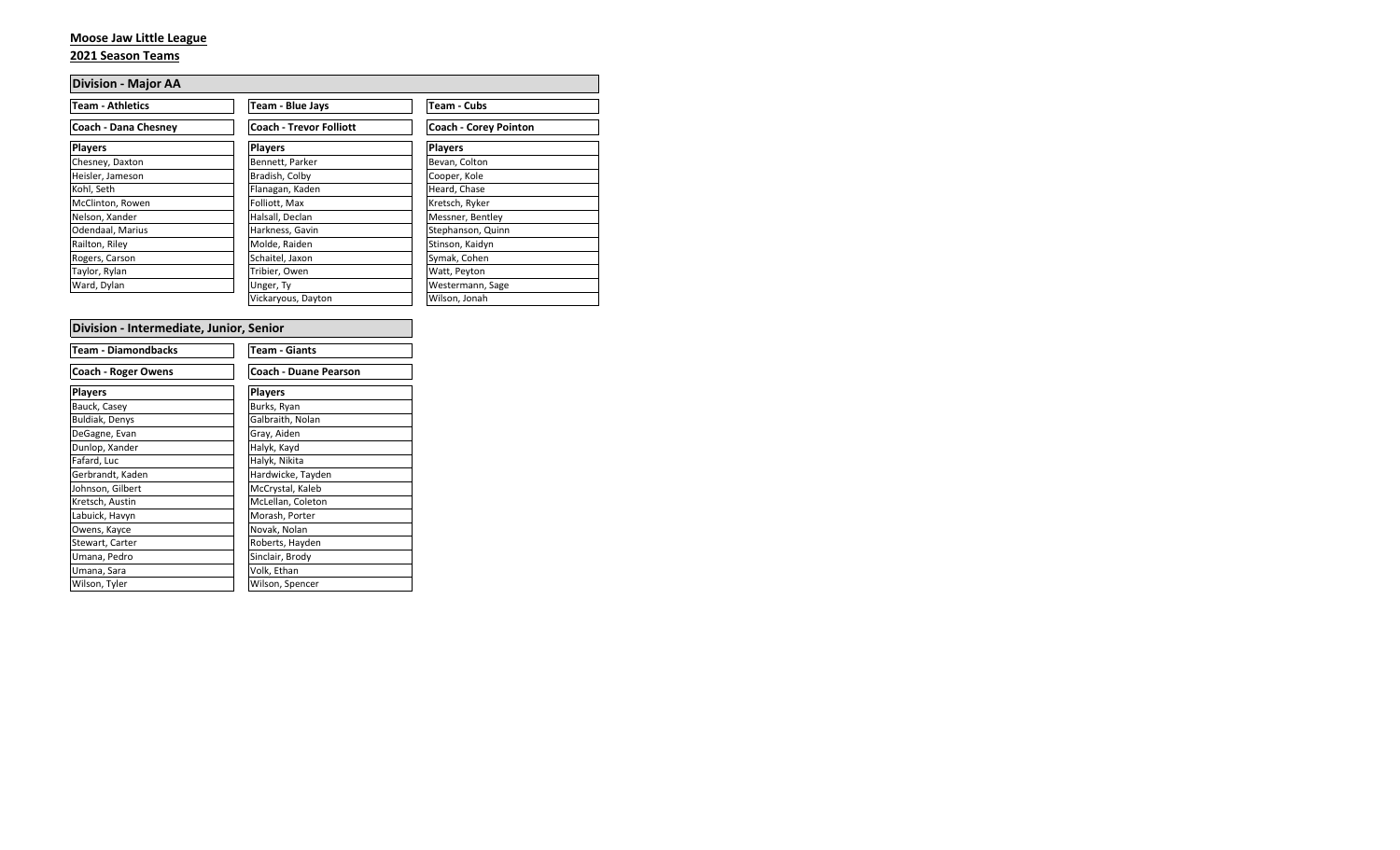**Moose Jaw Little League**

**2021 Season Teams**

## Division - Major AA

| Team - Athletics | Team - Blue Jays | Team - Cubs |
|---|---|---|
| **Coach - Dana Chesney** | **Coach - Trevor Folliott** | **Coach - Corey Pointon** |
| **Players** | **Players** | **Players** |
| Chesney, Daxton | Bennett, Parker | Bevan, Colton |
| Heisler, Jameson | Bradish, Colby | Cooper, Kole |
| Kohl, Seth | Flanagan, Kaden | Heard, Chase |
| McClinton, Rowen | Folliott, Max | Kretsch, Ryker |
| Nelson, Xander | Halsall, Declan | Messner, Bentley |
| Odendaal, Marius | Harkness, Gavin | Stephanson, Quinn |
| Railton, Riley | Molde, Raiden | Stinson, Kaidyn |
| Rogers, Carson | Schaitel, Jaxon | Symak, Cohen |
| Taylor, Rylan | Tribier, Owen | Watt, Peyton |
| Ward, Dylan | Unger, Ty | Westermann, Sage |
| | Vickaryous, Dayton | Wilson, Jonah |

## Division - Intermediate, Junior, Senior

| Team - Diamondbacks | Team - Giants |
|---|---|
| **Coach - Roger Owens** | **Coach - Duane Pearson** |
| **Players** | **Players** |
| Bauck, Casey | Burks, Ryan |
| Buldiak, Denys | Galbraith, Nolan |
| DeGagne, Evan | Gray, Aiden |
| Dunlop, Xander | Halyk, Kayd |
| Fafard, Luc | Halyk, Nikita |
| Gerbrandt, Kaden | Hardwicke, Tayden |
| Johnson, Gilbert | McCrystal, Kaleb |
| Kretsch, Austin | McLellan, Coleton |
| Labuick, Havyn | Morash, Porter |
| Owens, Kayce | Novak, Nolan |
| Stewart, Carter | Roberts, Hayden |
| Umana, Pedro | Sinclair, Brody |
| Umana, Sara | Volk, Ethan |
| Wilson, Tyler | Wilson, Spencer |